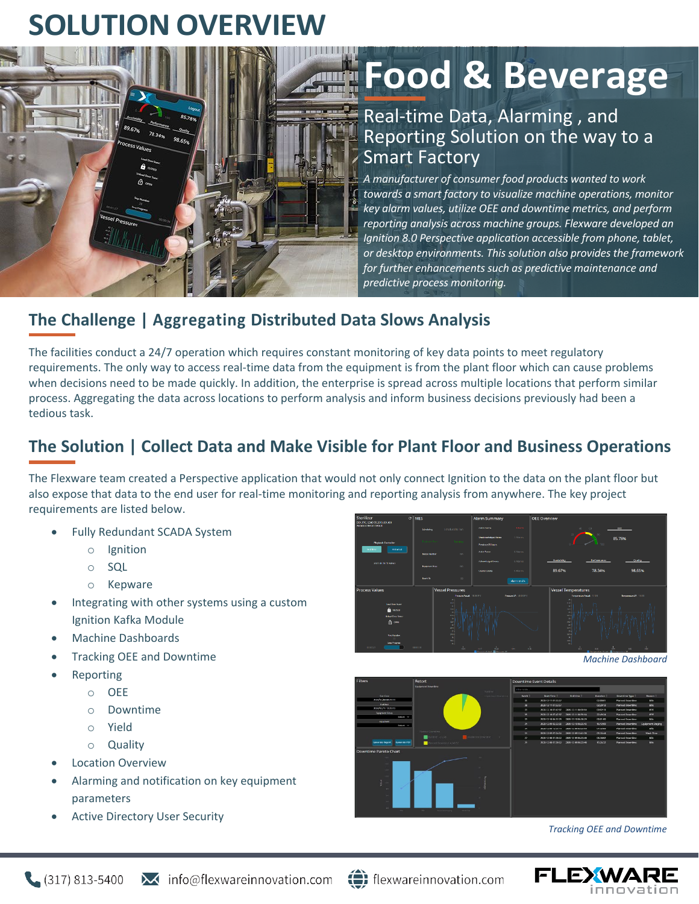# SOLUTION OVERVIEW

# Food & Beverage

## Real-time Data, Alarming , and Reporting Solution on the way to a Smart Factory

*A manufacturer of consumer food products wanted to work towards a smart factory to visualize machine operations, monitor key alarm values, utilize OEE and downtime metrics, and perform reporting analysis across machine groups. Flexware developed an Ignition 8.0 Perspective application accessible from phone, tablet, or desktop environments. This solution also provides the framework for further enhancements such as predictive maintenance and predictive process monitoring.*

## The Challenge | Aggregating Distributed Data Slows Analysis

The facilities conduct a 24/7 operation which requires constant monitoring of key data points to meet regulatory requirements. The only way to access real-time data from the equipment is from the plant floor which can cause problems when decisions need to be made quickly. In addition, the enterprise is spread across multiple locations that perform similar process. Aggregating the data across locations to perform analysis and inform business decisions previously had been a tedious task.

## The Solution | Collect Data and Make Visible for Plant Floor and Business Operations

The Flexware team created a Perspective application that would not only connect Ignition to the data on the plant floor but also expose that data to the end user for real-time monitoring and reporting analysis from anywhere. The key project requirements are listed below.

- Fully Redundant SCADA System
  - Ignition
  - SQL
  - Kepware
- Integrating with other systems using a custom Ignition Kafka Module
- Machine Dashboards
- Tracking OEE and Downtime
- Reporting
  - OEE
  - Downtime
  - Yield
  - Quality
- Location Overview
- Alarming and notification on key equipment parameters
- Active Directory User Security

*Machine Dashboard*

*Tracking OEE and Downtime*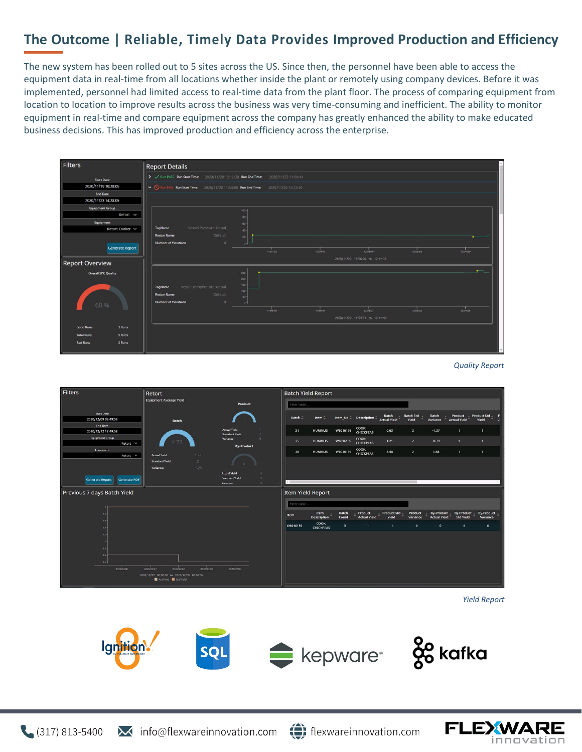## The Outcome | Reliable, Timely Data Provides Improved Production and Efficiency

The new system has been rolled out to 5 sites across the US. Since then, the personnel have been able to access the equipment data in real-time from all locations whether inside the plant or remotely using company devices. Before it was implemented, personnel had limited access to real-time data from the plant floor. The process of comparing equipment from location to location to improve results across the business was very time-consuming and inefficient. The ability to monitor equipment in real-time and compare equipment across the company has greatly enhanced the ability to make educated business decisions. This has improved production and efficiency across the enterprise.

*Quality Report*

*Yield Report*